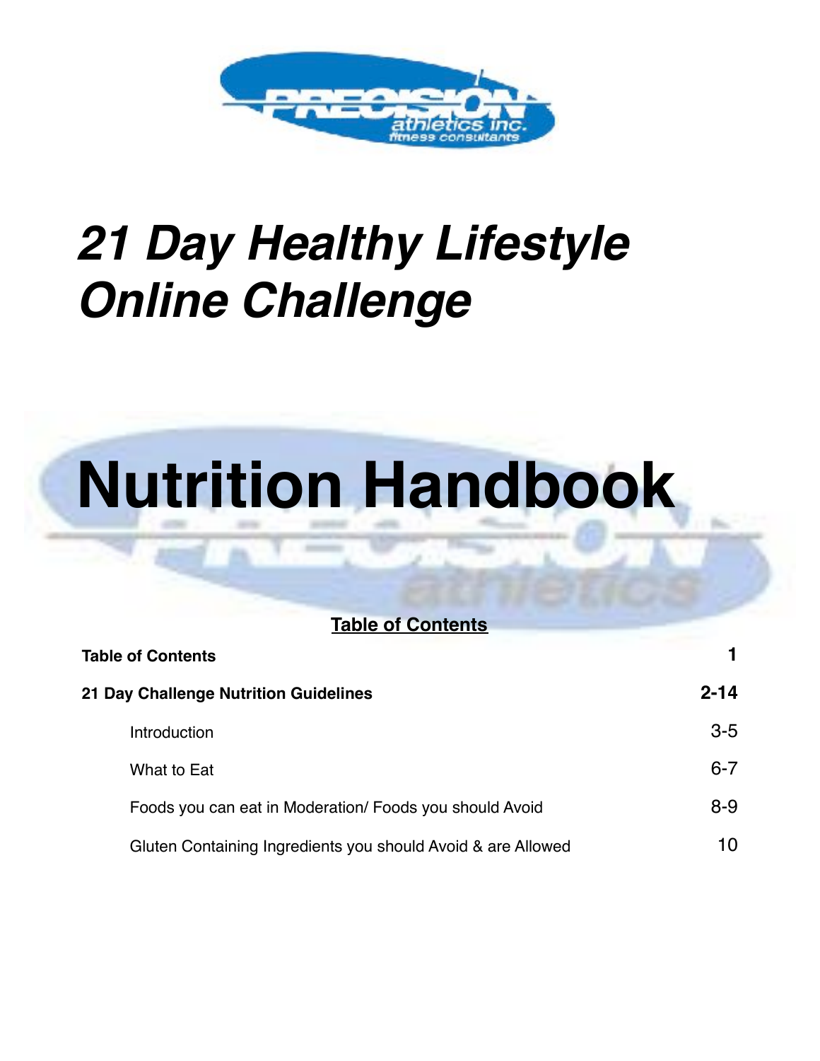# *21 Day Healthy Lifestyle Online Challenge*

# Nutrition Handbook

**Table of Contents**

| | |
|---|---|
| **Table of Contents** | **1** |
| **21 Day Challenge Nutrition Guidelines** | **2-14** |
| Introduction | 3-5 |
| What to Eat | 6-7 |
| Foods you can eat in Moderation/ Foods you should Avoid | 8-9 |
| Gluten Containing Ingredients you should Avoid & are Allowed | 10 |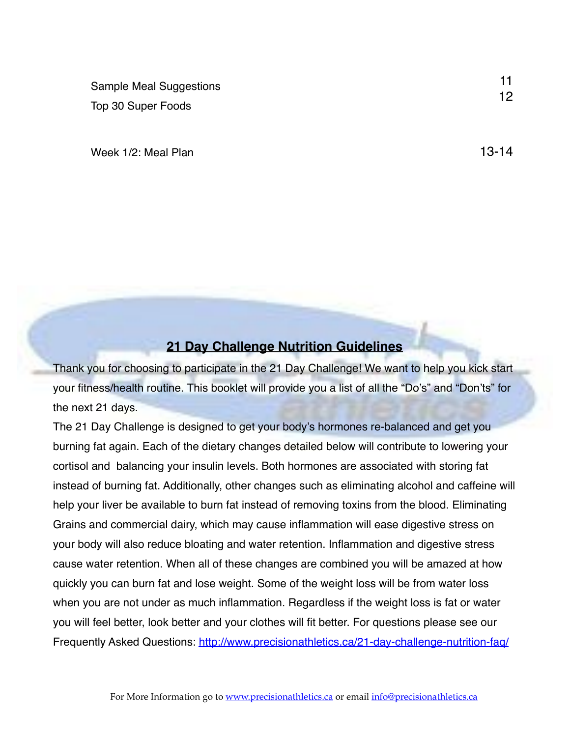| | |
|---|---|
| Sample Meal Suggestions | 11 |
| Top 30 Super Foods | 12 |
| Week 1/2: Meal Plan | 13-14 |

## 21 Day Challenge Nutrition Guidelines

Thank you for choosing to participate in the 21 Day Challenge! We want to help you kick start your fitness/health routine. This booklet will provide you a list of all the "Do's" and "Don'ts" for the next 21 days.

The 21 Day Challenge is designed to get your body's hormones re-balanced and get you burning fat again. Each of the dietary changes detailed below will contribute to lowering your cortisol and balancing your insulin levels. Both hormones are associated with storing fat instead of burning fat. Additionally, other changes such as eliminating alcohol and caffeine will help your liver be available to burn fat instead of removing toxins from the blood. Eliminating Grains and commercial dairy, which may cause inflammation will ease digestive stress on your body will also reduce bloating and water retention. Inflammation and digestive stress cause water retention. When all of these changes are combined you will be amazed at how quickly you can burn fat and lose weight. Some of the weight loss will be from water loss when you are not under as much inflammation. Regardless if the weight loss is fat or water you will feel better, look better and your clothes will fit better. For questions please see our Frequently Asked Questions: [http://www.precisionathletics.ca/21-day-challenge-nutrition-faq/](http://www.precisionathletics.ca/21-day-challenge-nutrition-faq/)

For More Information go to [www.precisionathletics.ca](http://www.precisionathletics.ca) or email [info@precisionathletics.ca](mailto:info@precisionathletics.ca)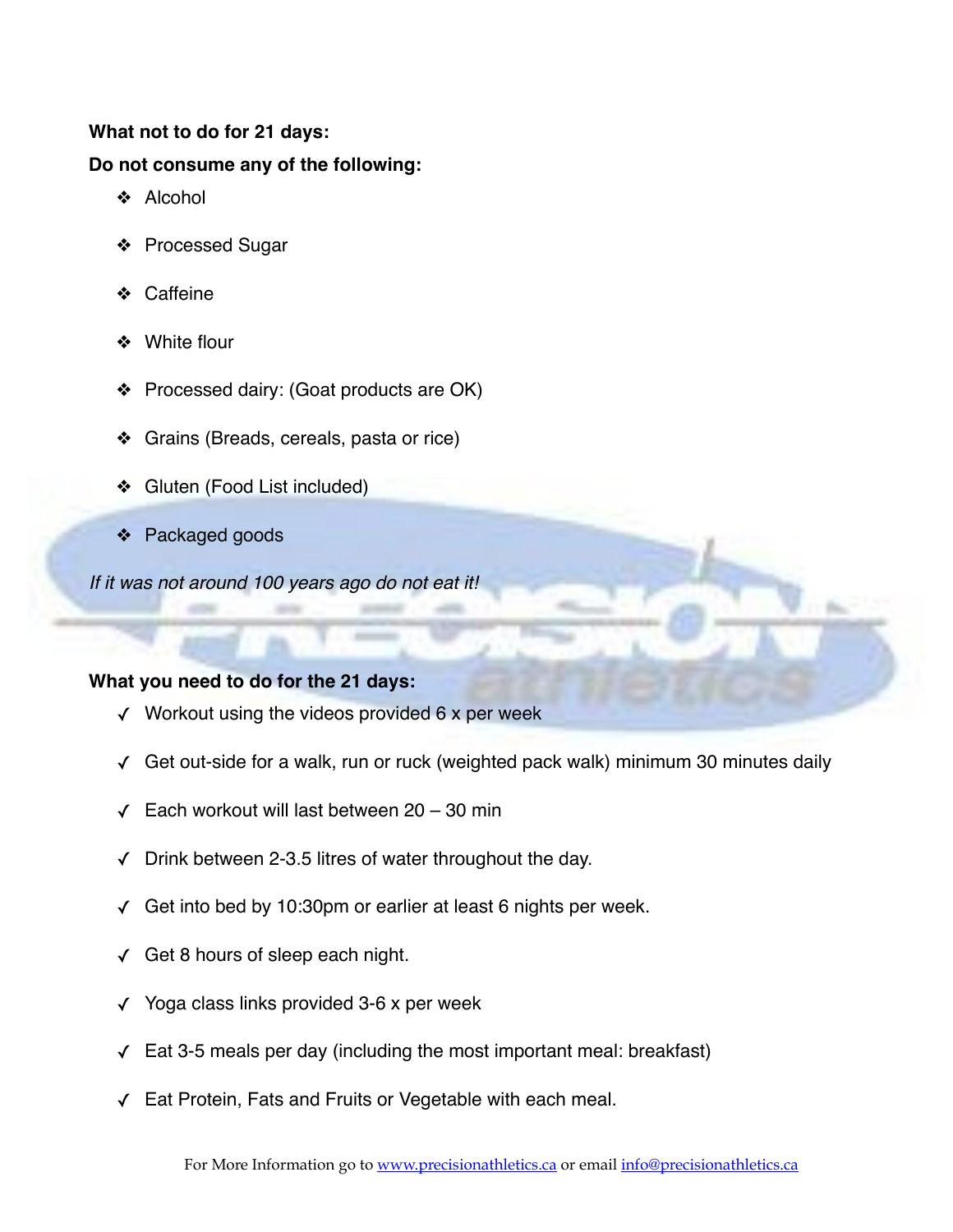**What not to do for 21 days:**

**Do not consume any of the following:**

- Alcohol
- Processed Sugar
- Caffeine
- White flour
- Processed dairy: (Goat products are OK)
- Grains (Breads, cereals, pasta or rice)
- Gluten (Food List included)
- Packaged goods

*If it was not around 100 years ago do not eat it!*

**What you need to do for the 21 days:**

- ✓ Workout using the videos provided 6 x per week
- ✓ Get out-side for a walk, run or ruck (weighted pack walk) minimum 30 minutes daily
- ✓ Each workout will last between 20 – 30 min
- ✓ Drink between 2-3.5 litres of water throughout the day.
- ✓ Get into bed by 10:30pm or earlier at least 6 nights per week.
- ✓ Get 8 hours of sleep each night.
- ✓ Yoga class links provided 3-6 x per week
- ✓ Eat 3-5 meals per day (including the most important meal: breakfast)
- ✓ Eat Protein, Fats and Fruits or Vegetable with each meal.

For More Information go to [www.precisionathletics.ca](http://www.precisionathletics.ca) or email [info@precisionathletics.ca](mailto:info@precisionathletics.ca)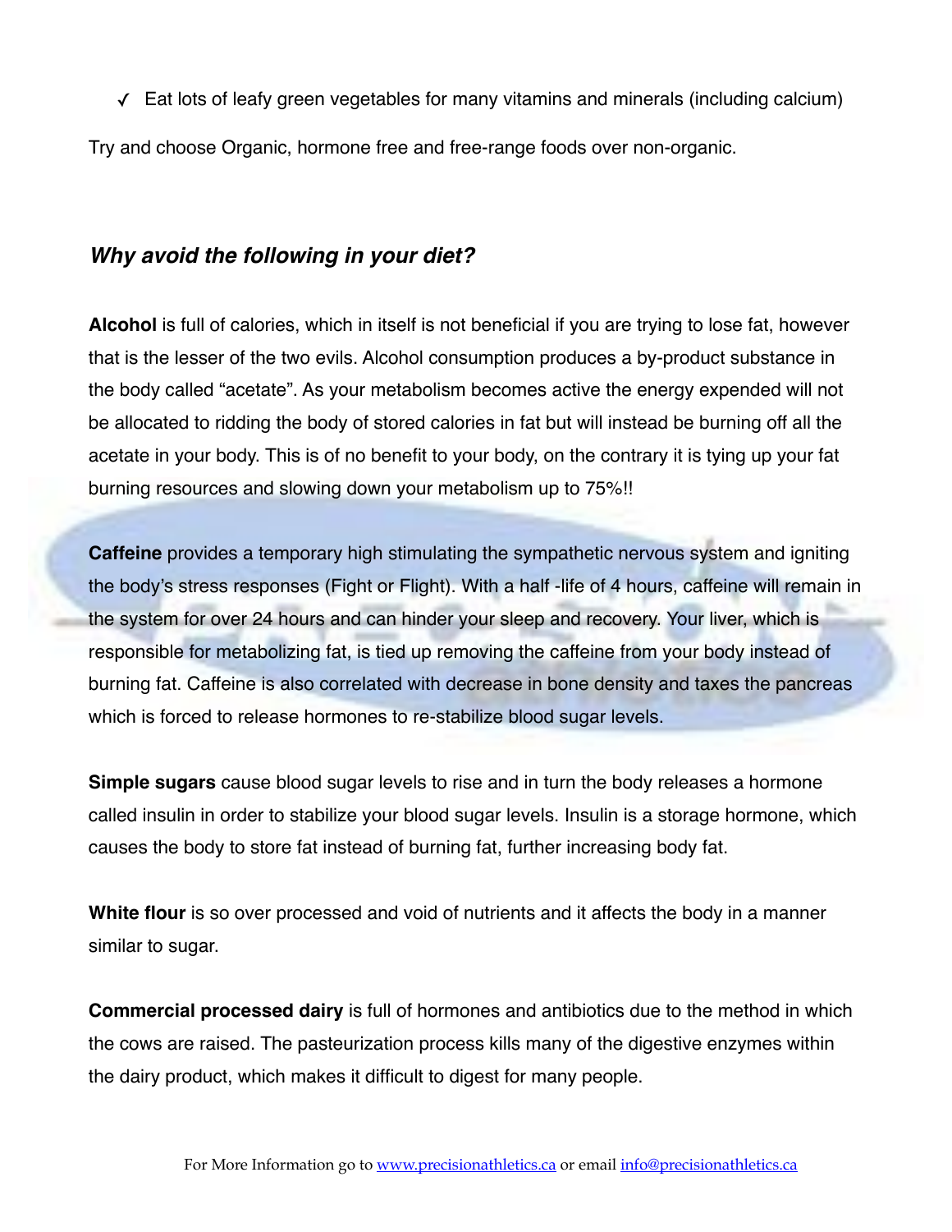- ✓ Eat lots of leafy green vegetables for many vitamins and minerals (including calcium)

Try and choose Organic, hormone free and free-range foods over non-organic.

### *Why avoid the following in your diet?*

**Alcohol** is full of calories, which in itself is not beneficial if you are trying to lose fat, however that is the lesser of the two evils. Alcohol consumption produces a by-product substance in the body called "acetate". As your metabolism becomes active the energy expended will not be allocated to ridding the body of stored calories in fat but will instead be burning off all the acetate in your body. This is of no benefit to your body, on the contrary it is tying up your fat burning resources and slowing down your metabolism up to 75%!!

**Caffeine** provides a temporary high stimulating the sympathetic nervous system and igniting the body's stress responses (Fight or Flight). With a half -life of 4 hours, caffeine will remain in the system for over 24 hours and can hinder your sleep and recovery. Your liver, which is responsible for metabolizing fat, is tied up removing the caffeine from your body instead of burning fat. Caffeine is also correlated with decrease in bone density and taxes the pancreas which is forced to release hormones to re-stabilize blood sugar levels.

**Simple sugars** cause blood sugar levels to rise and in turn the body releases a hormone called insulin in order to stabilize your blood sugar levels. Insulin is a storage hormone, which causes the body to store fat instead of burning fat, further increasing body fat.

**White flour** is so over processed and void of nutrients and it affects the body in a manner similar to sugar.

**Commercial processed dairy** is full of hormones and antibiotics due to the method in which the cows are raised. The pasteurization process kills many of the digestive enzymes within the dairy product, which makes it difficult to digest for many people.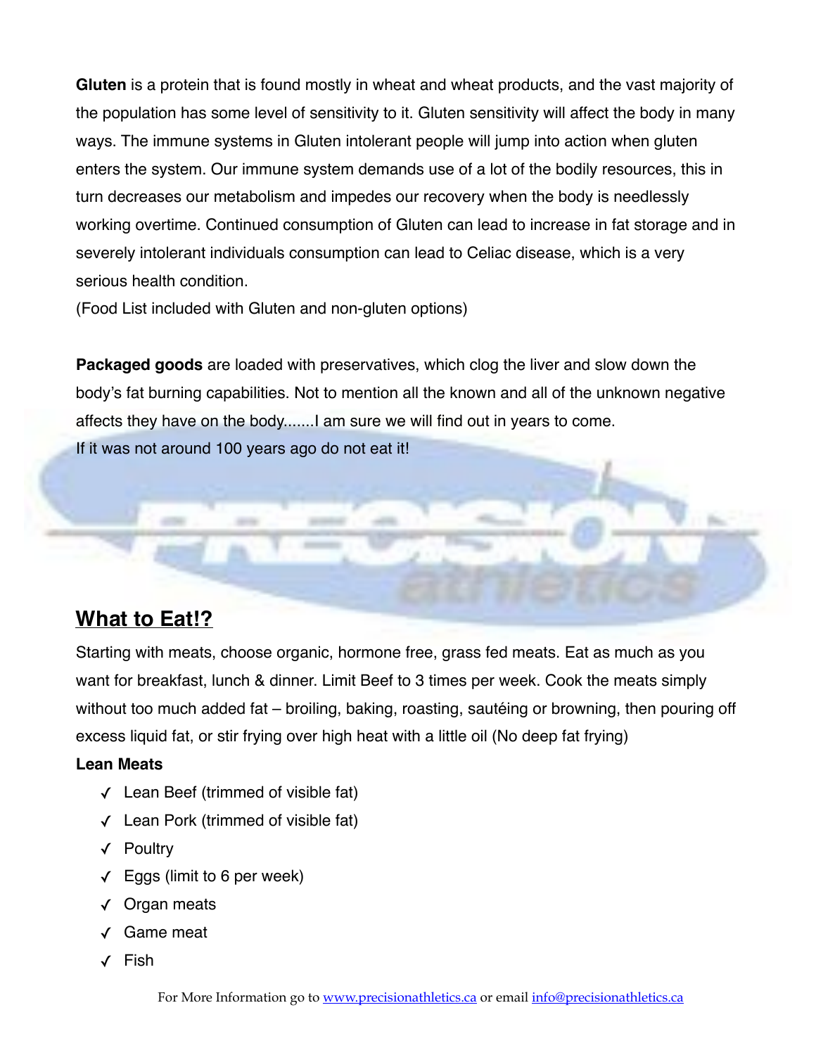**Gluten** is a protein that is found mostly in wheat and wheat products, and the vast majority of the population has some level of sensitivity to it. Gluten sensitivity will affect the body in many ways. The immune systems in Gluten intolerant people will jump into action when gluten enters the system. Our immune system demands use of a lot of the bodily resources, this in turn decreases our metabolism and impedes our recovery when the body is needlessly working overtime. Continued consumption of Gluten can lead to increase in fat storage and in severely intolerant individuals consumption can lead to Celiac disease, which is a very serious health condition.

(Food List included with Gluten and non-gluten options)

**Packaged goods** are loaded with preservatives, which clog the liver and slow down the body's fat burning capabilities. Not to mention all the known and all of the unknown negative affects they have on the body.......I am sure we will find out in years to come.

If it was not around 100 years ago do not eat it!

## What to Eat!?

Starting with meats, choose organic, hormone free, grass fed meats. Eat as much as you want for breakfast, lunch & dinner. Limit Beef to 3 times per week. Cook the meats simply without too much added fat – broiling, baking, roasting, sautéing or browning, then pouring off excess liquid fat, or stir frying over high heat with a little oil (No deep fat frying)

**Lean Meats**

- ✓ Lean Beef (trimmed of visible fat)
- ✓ Lean Pork (trimmed of visible fat)
- ✓ Poultry
- ✓ Eggs (limit to 6 per week)
- ✓ Organ meats
- ✓ Game meat
- ✓ Fish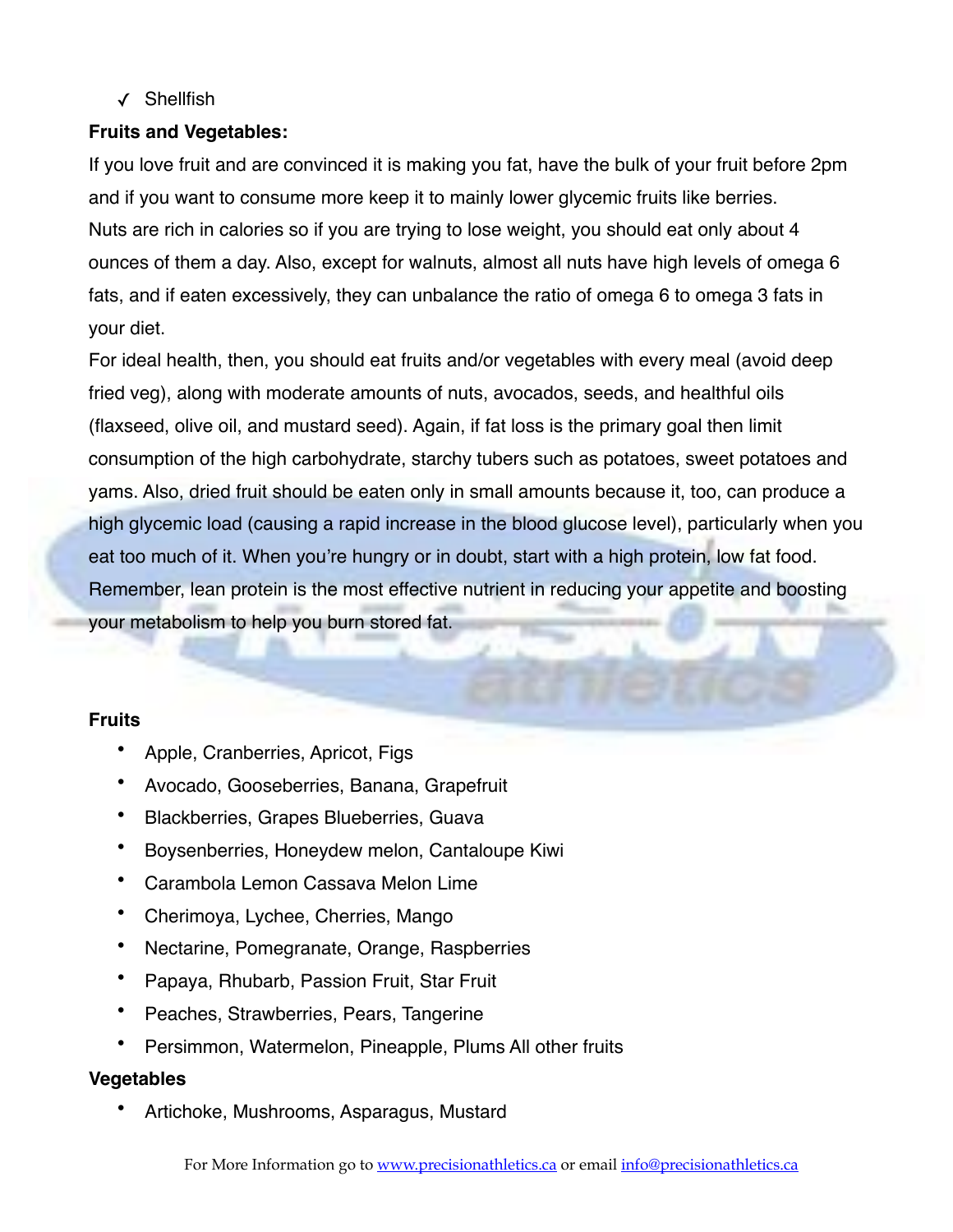- ✓ Shellfish

**Fruits and Vegetables:**

If you love fruit and are convinced it is making you fat, have the bulk of your fruit before 2pm and if you want to consume more keep it to mainly lower glycemic fruits like berries.

Nuts are rich in calories so if you are trying to lose weight, you should eat only about 4 ounces of them a day. Also, except for walnuts, almost all nuts have high levels of omega 6 fats, and if eaten excessively, they can unbalance the ratio of omega 6 to omega 3 fats in your diet.

For ideal health, then, you should eat fruits and/or vegetables with every meal (avoid deep fried veg), along with moderate amounts of nuts, avocados, seeds, and healthful oils (flaxseed, olive oil, and mustard seed). Again, if fat loss is the primary goal then limit consumption of the high carbohydrate, starchy tubers such as potatoes, sweet potatoes and yams. Also, dried fruit should be eaten only in small amounts because it, too, can produce a high glycemic load (causing a rapid increase in the blood glucose level), particularly when you eat too much of it. When you're hungry or in doubt, start with a high protein, low fat food. Remember, lean protein is the most effective nutrient in reducing your appetite and boosting your metabolism to help you burn stored fat.

**Fruits**

- Apple, Cranberries, Apricot, Figs
- Avocado, Gooseberries, Banana, Grapefruit
- Blackberries, Grapes Blueberries, Guava
- Boysenberries, Honeydew melon, Cantaloupe Kiwi
- Carambola Lemon Cassava Melon Lime
- Cherimoya, Lychee, Cherries, Mango
- Nectarine, Pomegranate, Orange, Raspberries
- Papaya, Rhubarb, Passion Fruit, Star Fruit
- Peaches, Strawberries, Pears, Tangerine
- Persimmon, Watermelon, Pineapple, Plums All other fruits

**Vegetables**

- Artichoke, Mushrooms, Asparagus, Mustard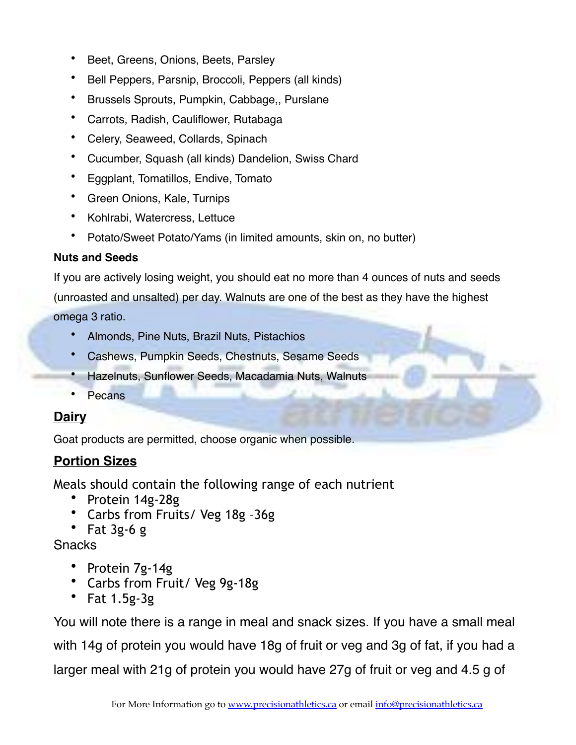- Beet, Greens, Onions, Beets, Parsley
- Bell Peppers, Parsnip, Broccoli, Peppers (all kinds)
- Brussels Sprouts, Pumpkin, Cabbage,, Purslane
- Carrots, Radish, Cauliflower, Rutabaga
- Celery, Seaweed, Collards, Spinach
- Cucumber, Squash (all kinds) Dandelion, Swiss Chard
- Eggplant, Tomatillos, Endive, Tomato
- Green Onions, Kale, Turnips
- Kohlrabi, Watercress, Lettuce
- Potato/Sweet Potato/Yams (in limited amounts, skin on, no butter)

**Nuts and Seeds**

If you are actively losing weight, you should eat no more than 4 ounces of nuts and seeds (unroasted and unsalted) per day. Walnuts are one of the best as they have the highest omega 3 ratio.

- Almonds, Pine Nuts, Brazil Nuts, Pistachios
- Cashews, Pumpkin Seeds, Chestnuts, Sesame Seeds
- Hazelnuts, Sunflower Seeds, Macadamia Nuts, Walnuts
- Pecans

## Dairy

Goat products are permitted, choose organic when possible.

## Portion Sizes

Meals should contain the following range of each nutrient

- Protein 14g-28g
- Carbs from Fruits/ Veg 18g –36g
- Fat 3g-6 g

Snacks

- Protein 7g-14g
- Carbs from Fruit/ Veg 9g-18g
- Fat 1.5g-3g

You will note there is a range in meal and snack sizes. If you have a small meal with 14g of protein you would have 18g of fruit or veg and 3g of fat, if you had a larger meal with 21g of protein you would have 27g of fruit or veg and 4.5 g of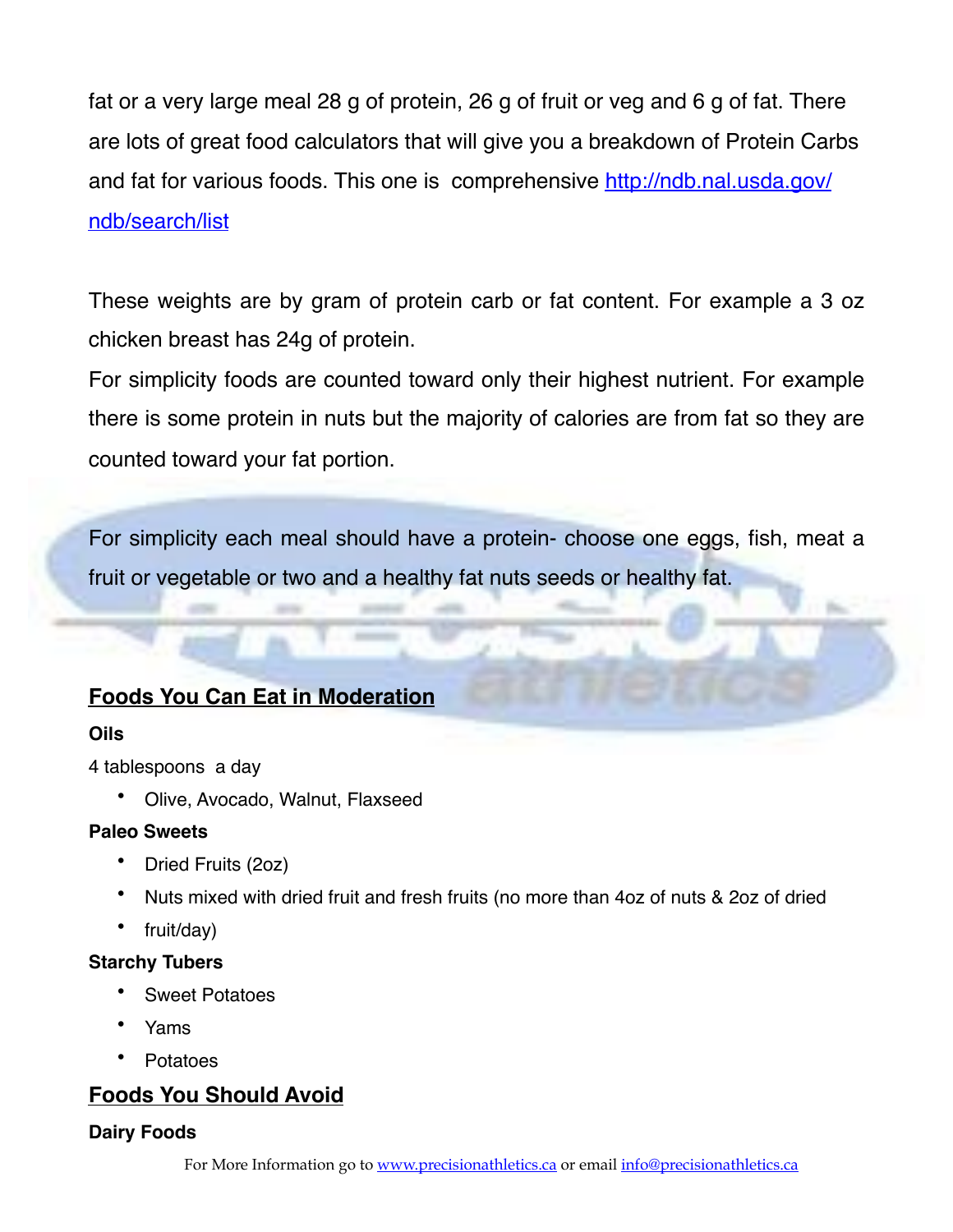fat or a very large meal 28 g of protein, 26 g of fruit or veg and 6 g of fat. There are lots of great food calculators that will give you a breakdown of Protein Carbs and fat for various foods. This one is comprehensive [http://ndb.nal.usda.gov/ndb/search/list](http://ndb.nal.usda.gov/ndb/search/list)

These weights are by gram of protein carb or fat content. For example a 3 oz chicken breast has 24g of protein.

For simplicity foods are counted toward only their highest nutrient. For example there is some protein in nuts but the majority of calories are from fat so they are counted toward your fat portion.

For simplicity each meal should have a protein- choose one eggs, fish, meat a fruit or vegetable or two and a healthy fat nuts seeds or healthy fat.

## Foods You Can Eat in Moderation

**Oils**

4 tablespoons a day

- Olive, Avocado, Walnut, Flaxseed

**Paleo Sweets**

- Dried Fruits (2oz)
- Nuts mixed with dried fruit and fresh fruits (no more than 4oz of nuts & 2oz of dried
- fruit/day)

**Starchy Tubers**

- Sweet Potatoes
- Yams
- Potatoes

## Foods You Should Avoid

**Dairy Foods**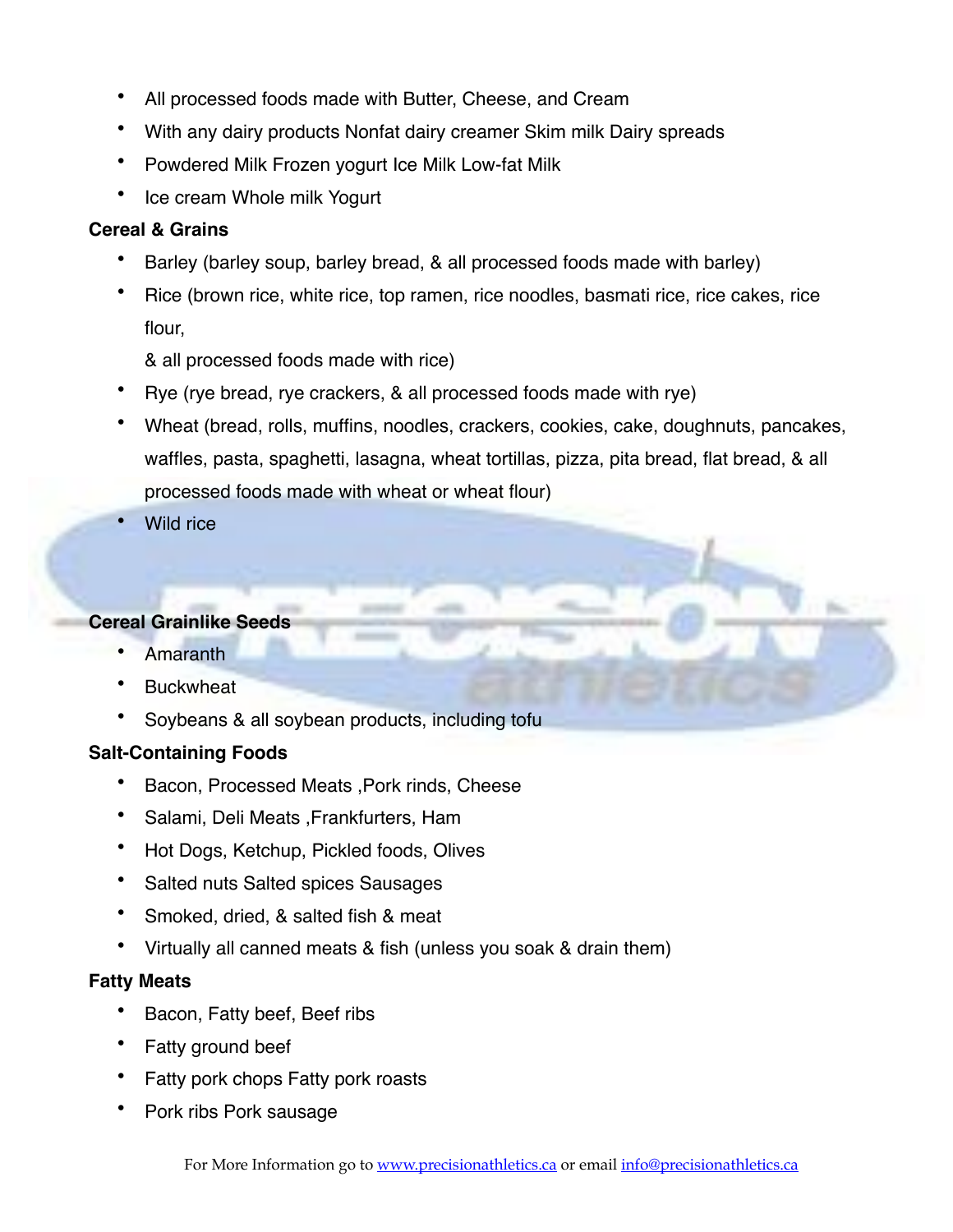- All processed foods made with Butter, Cheese, and Cream
- With any dairy products Nonfat dairy creamer Skim milk Dairy spreads
- Powdered Milk Frozen yogurt Ice Milk Low-fat Milk
- Ice cream Whole milk Yogurt

**Cereal & Grains**

- Barley (barley soup, barley bread, & all processed foods made with barley)
- Rice (brown rice, white rice, top ramen, rice noodles, basmati rice, rice cakes, rice flour,
  & all processed foods made with rice)
- Rye (rye bread, rye crackers, & all processed foods made with rye)
- Wheat (bread, rolls, muffins, noodles, crackers, cookies, cake, doughnuts, pancakes, waffles, pasta, spaghetti, lasagna, wheat tortillas, pizza, pita bread, flat bread, & all processed foods made with wheat or wheat flour)
- Wild rice

**Cereal Grainlike Seeds**

- Amaranth
- Buckwheat
- Soybeans & all soybean products, including tofu

**Salt-Containing Foods**

- Bacon, Processed Meats ,Pork rinds, Cheese
- Salami, Deli Meats ,Frankfurters, Ham
- Hot Dogs, Ketchup, Pickled foods, Olives
- Salted nuts Salted spices Sausages
- Smoked, dried, & salted fish & meat
- Virtually all canned meats & fish (unless you soak & drain them)

**Fatty Meats**

- Bacon, Fatty beef, Beef ribs
- Fatty ground beef
- Fatty pork chops Fatty pork roasts
- Pork ribs Pork sausage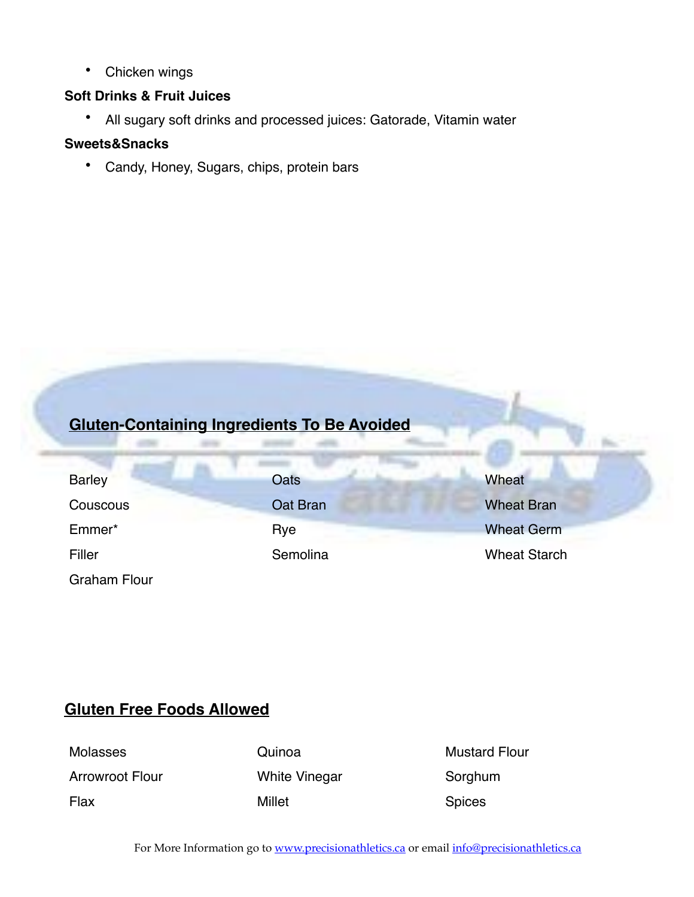- Chicken wings

**Soft Drinks & Fruit Juices**

- All sugary soft drinks and processed juices: Gatorade, Vitamin water

**Sweets&Snacks**

- Candy, Honey, Sugars, chips, protein bars

## Gluten-Containing Ingredients To Be Avoided

| | | |
|---|---|---|
| Barley | Oats | Wheat |
| Couscous | Oat Bran | Wheat Bran |
| Emmer* | Rye | Wheat Germ |
| Filler | Semolina | Wheat Starch |
| Graham Flour | | |

## Gluten Free Foods Allowed

| | | |
|---|---|---|
| Molasses | Quinoa | Mustard Flour |
| Arrowroot Flour | White Vinegar | Sorghum |
| Flax | Millet | Spices |

For More Information go to www.precisionathletics.ca or email info@precisionathletics.ca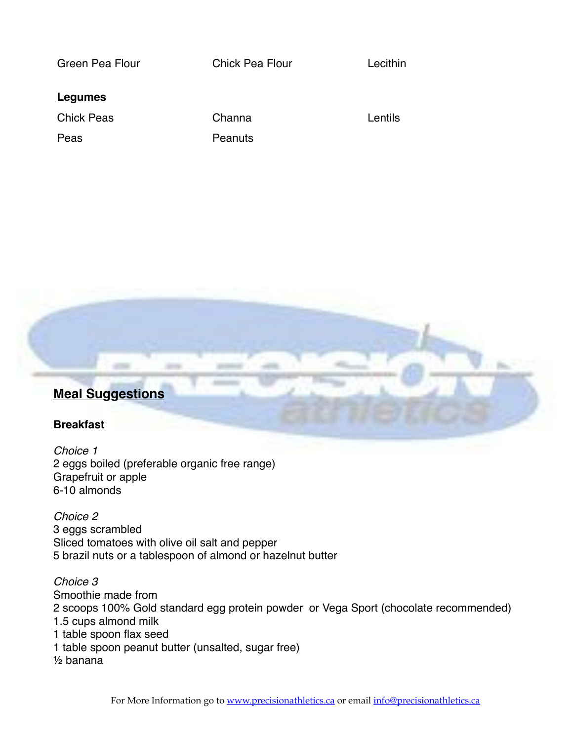| | | |
|---|---|---|
| Green Pea Flour | Chick Pea Flour | Lecithin |

**Legumes**

| | | |
|---|---|---|
| Chick Peas | Channa | Lentils |
| Peas | Peanuts | |

## Meal Suggestions

**Breakfast**

*Choice 1*
2 eggs boiled (preferable organic free range)
Grapefruit or apple
6-10 almonds

*Choice 2*
3 eggs scrambled
Sliced tomatoes with olive oil salt and pepper
5 brazil nuts or a tablespoon of almond or hazelnut butter

*Choice 3*
Smoothie made from
2 scoops 100% Gold standard egg protein powder or Vega Sport (chocolate recommended)
1.5 cups almond milk
1 table spoon flax seed
1 table spoon peanut butter (unsalted, sugar free)
½ banana

For More Information go to www.precisionathletics.ca or email info@precisionathletics.ca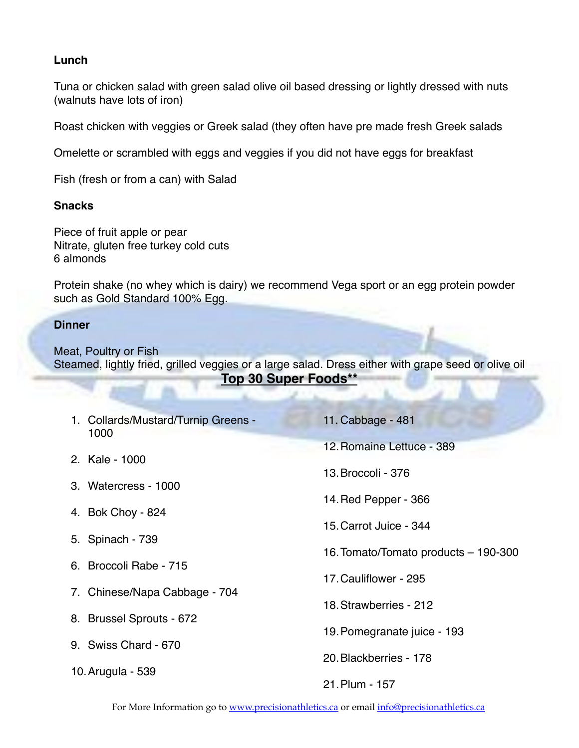**Lunch**

Tuna or chicken salad with green salad olive oil based dressing or lightly dressed with nuts (walnuts have lots of iron)

Roast chicken with veggies or Greek salad (they often have pre made fresh Greek salads

Omelette or scrambled with eggs and veggies if you did not have eggs for breakfast

Fish (fresh or from a can) with Salad

**Snacks**

Piece of fruit apple or pear
Nitrate, gluten free turkey cold cuts
6 almonds

Protein shake (no whey which is dairy) we recommend Vega sport or an egg protein powder such as Gold Standard 100% Egg.

**Dinner**

Meat, Poultry or Fish
Steamed, lightly fried, grilled veggies or a large salad. Dress either with grape seed or olive oil

## Top 30 Super Foods**

1. Collards/Mustard/Turnip Greens - 1000
2. Kale - 1000
3. Watercress - 1000
4. Bok Choy - 824
5. Spinach - 739
6. Broccoli Rabe - 715
7. Chinese/Napa Cabbage - 704
8. Brussel Sprouts - 672
9. Swiss Chard - 670
10. Arugula - 539
11. Cabbage - 481
12. Romaine Lettuce - 389
13. Broccoli - 376
14. Red Pepper - 366
15. Carrot Juice - 344
16. Tomato/Tomato products – 190-300
17. Cauliflower - 295
18. Strawberries - 212
19. Pomegranate juice - 193
20. Blackberries - 178
21. Plum - 157

For More Information go to www.precisionathletics.ca or email info@precisionathletics.ca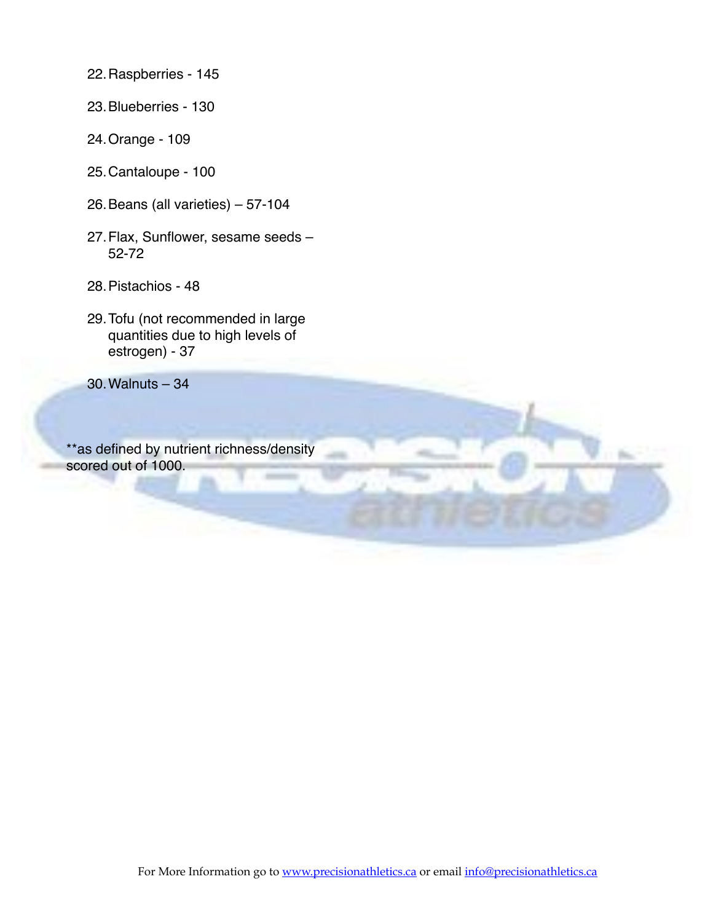22. Raspberries - 145
23. Blueberries - 130
24. Orange - 109
25. Cantaloupe - 100
26. Beans (all varieties) – 57-104
27. Flax, Sunflower, sesame seeds – 52-72
28. Pistachios - 48
29. Tofu (not recommended in large quantities due to high levels of estrogen) - 37
30. Walnuts – 34

**as defined by nutrient richness/density scored out of 1000.

For More Information go to www.precisionathletics.ca or email info@precisionathletics.ca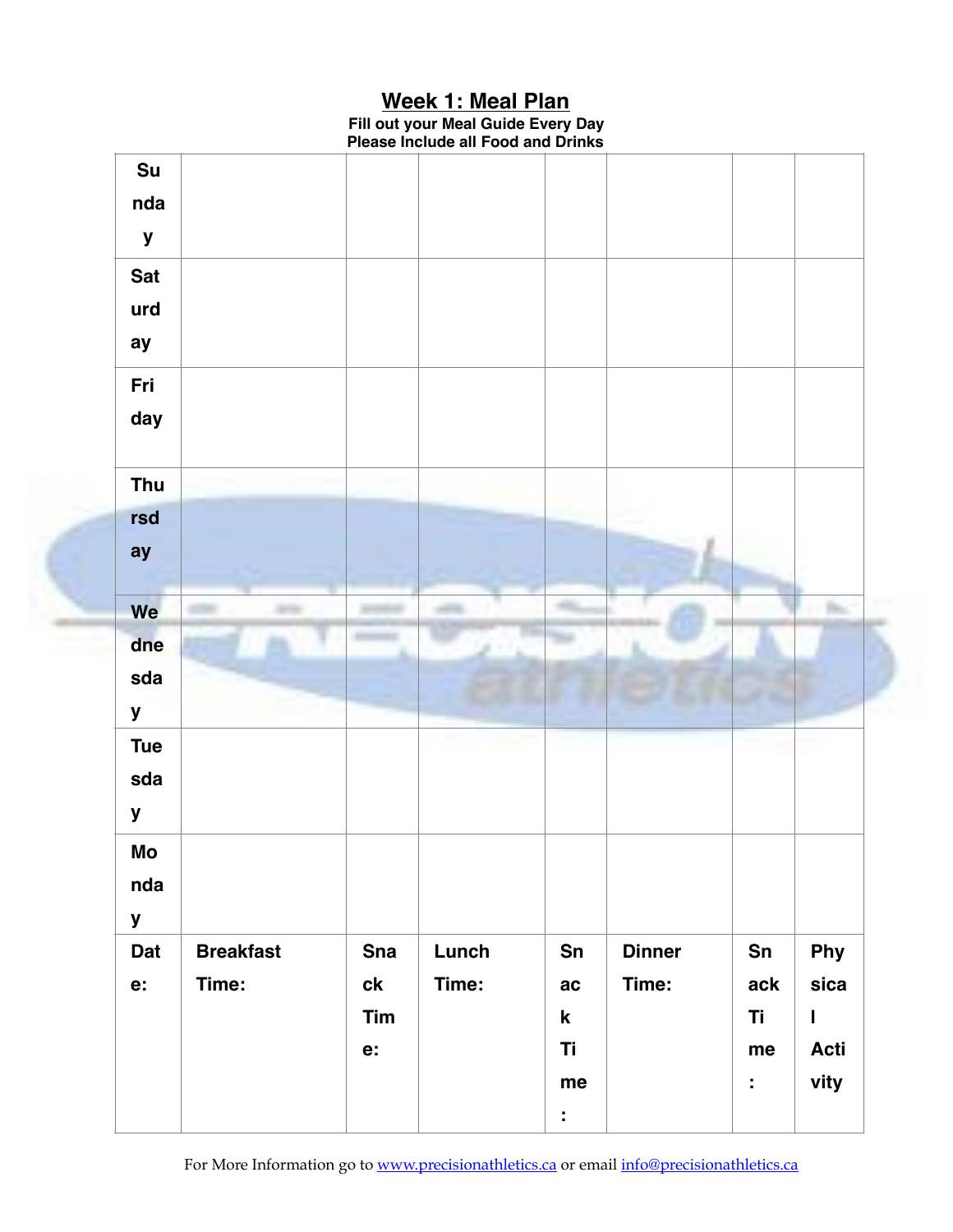## Week 1: Meal Plan

**Fill out your Meal Guide Every Day**
**Please Include all Food and Drinks**

| Date: | Breakfast Time: | Snack Time: | Lunch Time: | Snack Time: | Dinner Time: | Snack Time: | Physical Activity |
|---|---|---|---|---|---|---|---|
| Monday | | | | | | | |
| Tuesday | | | | | | | |
| Wednesday | | | | | | | |
| Thursday | | | | | | | |
| Friday | | | | | | | |
| Saturday | | | | | | | |
| Sunday | | | | | | | |

For More Information go to www.precisionathletics.ca or email info@precisionathletics.ca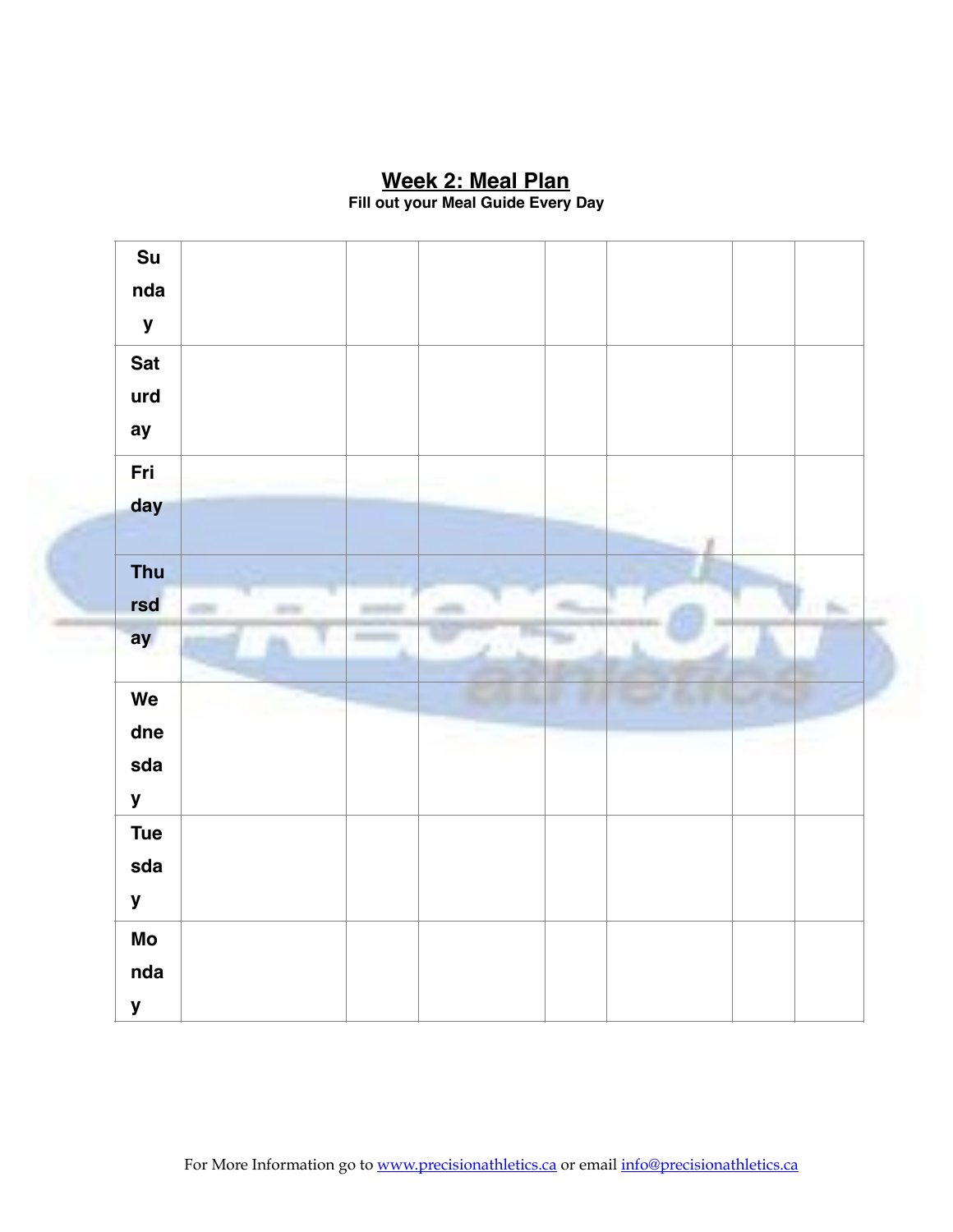## Week 2: Meal Plan

**Fill out your Meal Guide Every Day**

| | | | | | | | |
|---|---|---|---|---|---|---|---|
| **Sunday** | | | | | | | |
| **Saturday** | | | | | | | |
| **Friday** | | | | | | | |
| **Thursday** | | | | | | | |
| **Wednesday** | | | | | | | |
| **Tuesday** | | | | | | | |
| **Monday** | | | | | | | |

For More Information go to www.precisionathletics.ca or email info@precisionathletics.ca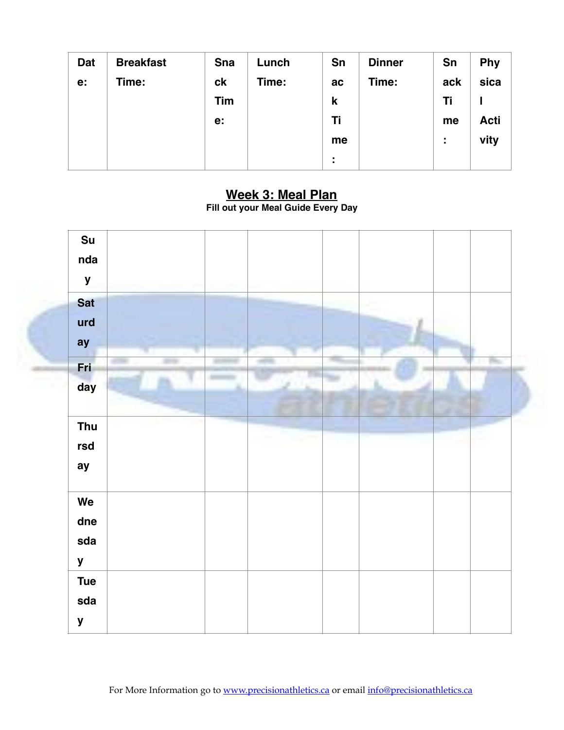| Date: | Breakfast Time: | Snack Time: | Lunch Time: | Snack Time: | Dinner Time: | Snack Time: | Physical Activity |
|---|---|---|---|---|---|---|---|

## Week 3: Meal Plan

**Fill out your Meal Guide Every Day**

| | | | | | | | |
|---|---|---|---|---|---|---|---|
| **Sunday** | | | | | | | |
| **Saturday** | | | | | | | |
| **Friday** | | | | | | | |
| **Thursday** | | | | | | | |
| **Wednesday** | | | | | | | |
| **Tuesday** | | | | | | | |

For More Information go to www.precisionathletics.ca or email info@precisionathletics.ca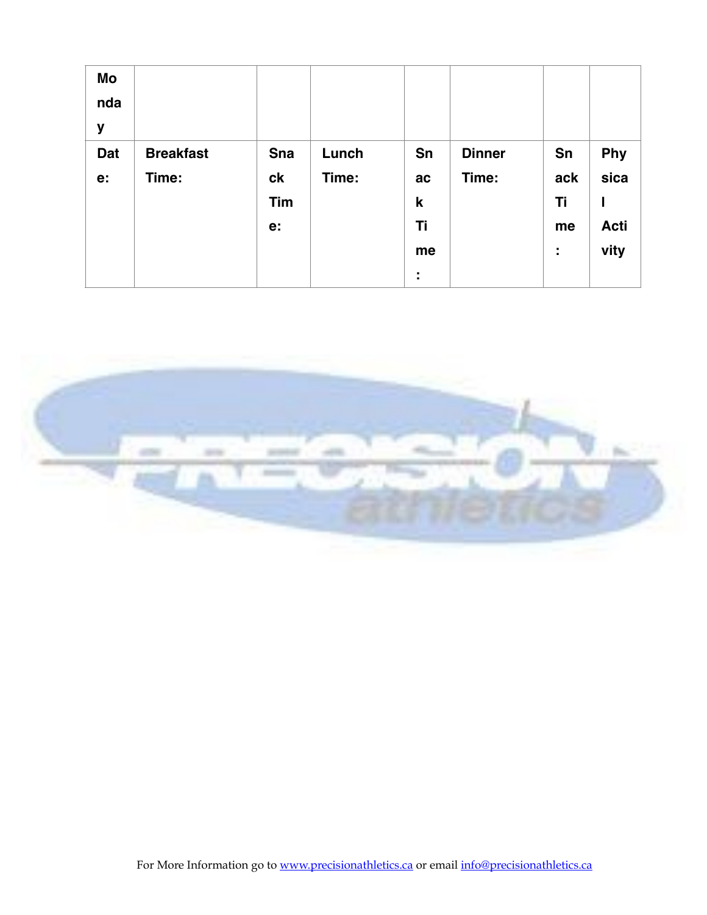| Monday | | | | | | | |
|---|---|---|---|---|---|---|---|
| Date: | Breakfast Time: | Snack Time: | Lunch Time: | Snack Time: | Dinner Time: | Snack Time: | Physical Activity |

For More Information go to www.precisionathletics.ca or email info@precisionathletics.ca